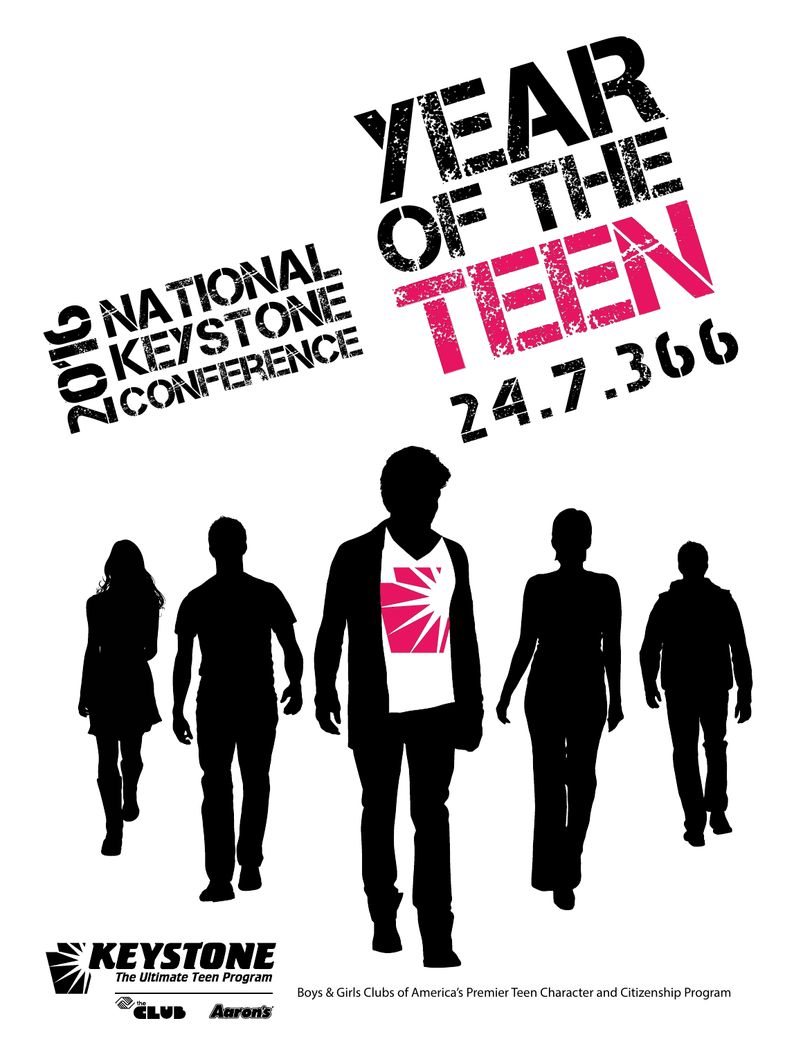# 2016 NATIONAL KEYSTONE CONFERENCE

# YEAR OF THE TEEN

24.7.366

KEYSTONE

*The Ultimate Teen Program*

Boys & Girls Clubs of America's Premier Teen Character and Citizenship Program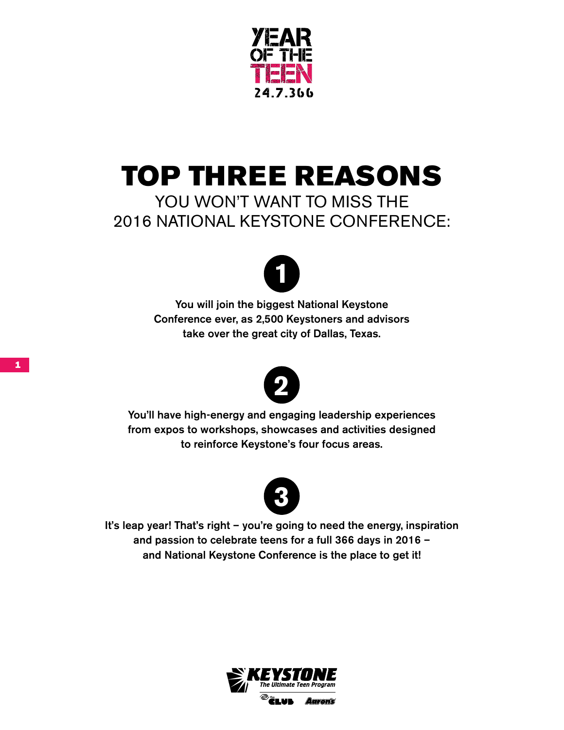YEAR OF THE TEEN
24.7.366

# TOP THREE REASONS

## YOU WON'T WANT TO MISS THE 2016 NATIONAL KEYSTONE CONFERENCE:

**1**

**You will join the biggest National Keystone Conference ever, as 2,500 Keystoners and advisors take over the great city of Dallas, Texas.**

**2**

**You'll have high-energy and engaging leadership experiences from expos to workshops, showcases and activities designed to reinforce Keystone's four focus areas.**

**3**

**It's leap year! That's right – you're going to need the energy, inspiration and passion to celebrate teens for a full 366 days in 2016 – and National Keystone Conference is the place to get it!**

KEYSTONE
*The Ultimate Teen Program*
the CLUB Aaron's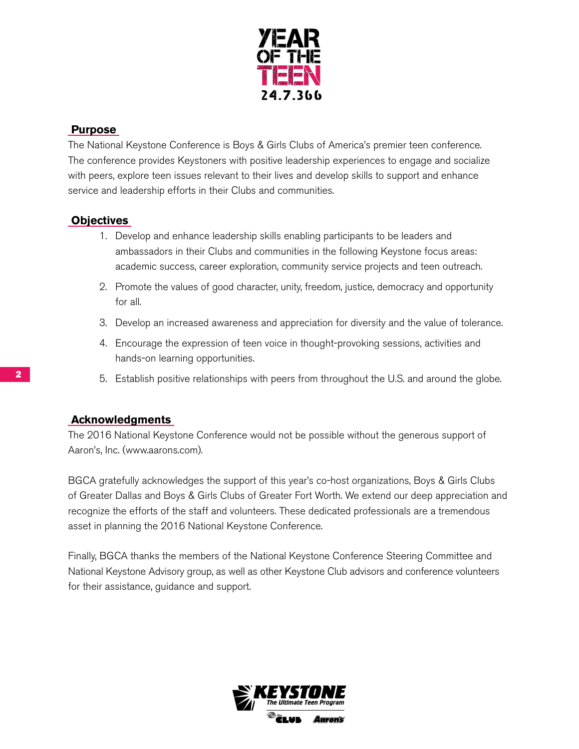## Purpose

The National Keystone Conference is Boys & Girls Clubs of America's premier teen conference. The conference provides Keystoners with positive leadership experiences to engage and socialize with peers, explore teen issues relevant to their lives and develop skills to support and enhance service and leadership efforts in their Clubs and communities.

## Objectives

1. Develop and enhance leadership skills enabling participants to be leaders and ambassadors in their Clubs and communities in the following Keystone focus areas: academic success, career exploration, community service projects and teen outreach.
2. Promote the values of good character, unity, freedom, justice, democracy and opportunity for all.
3. Develop an increased awareness and appreciation for diversity and the value of tolerance.
4. Encourage the expression of teen voice in thought-provoking sessions, activities and hands-on learning opportunities.
5. Establish positive relationships with peers from throughout the U.S. and around the globe.

## Acknowledgments

The 2016 National Keystone Conference would not be possible without the generous support of Aaron's, Inc. (www.aarons.com).

BGCA gratefully acknowledges the support of this year's co-host organizations, Boys & Girls Clubs of Greater Dallas and Boys & Girls Clubs of Greater Fort Worth. We extend our deep appreciation and recognize the efforts of the staff and volunteers. These dedicated professionals are a tremendous asset in planning the 2016 National Keystone Conference.

Finally, BGCA thanks the members of the National Keystone Conference Steering Committee and National Keystone Advisory group, as well as other Keystone Club advisors and conference volunteers for their assistance, guidance and support.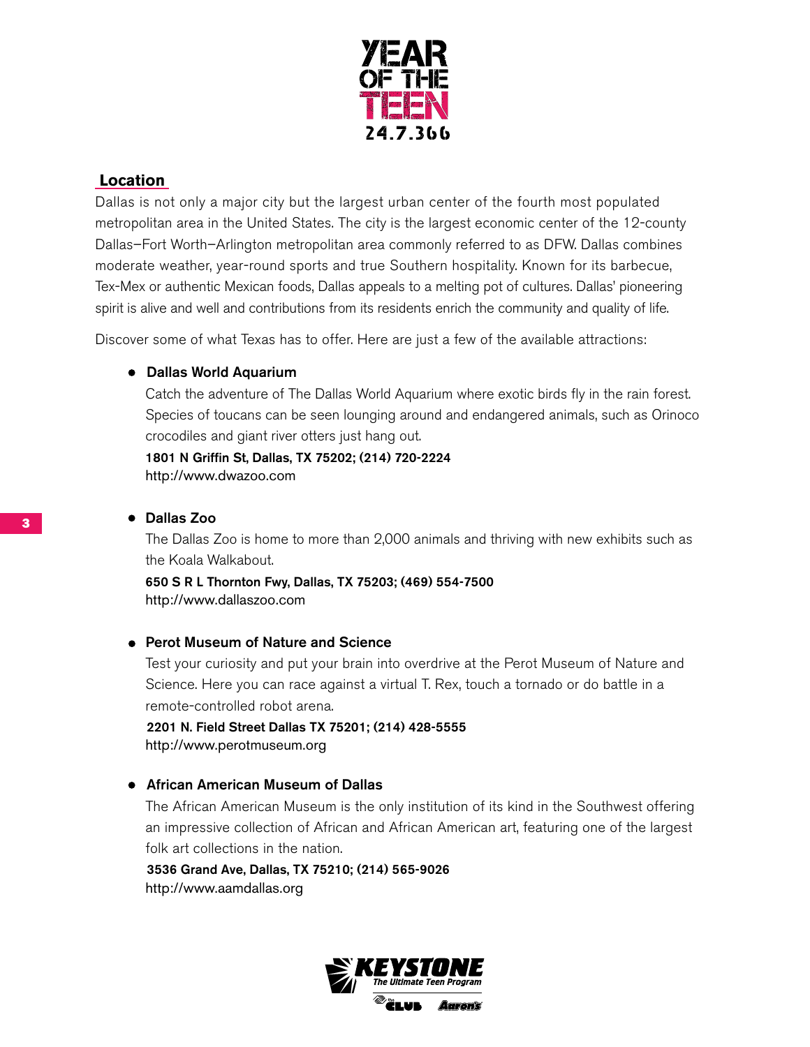## Location

Dallas is not only a major city but the largest urban center of the fourth most populated metropolitan area in the United States. The city is the largest economic center of the 12-county Dallas–Fort Worth–Arlington metropolitan area commonly referred to as DFW. Dallas combines moderate weather, year-round sports and true Southern hospitality. Known for its barbecue, Tex-Mex or authentic Mexican foods, Dallas appeals to a melting pot of cultures. Dallas' pioneering spirit is alive and well and contributions from its residents enrich the community and quality of life.

Discover some of what Texas has to offer. Here are just a few of the available attractions:

- **Dallas World Aquarium**

  Catch the adventure of The Dallas World Aquarium where exotic birds fly in the rain forest. Species of toucans can be seen lounging around and endangered animals, such as Orinoco crocodiles and giant river otters just hang out.

  **1801 N Griffin St, Dallas, TX 75202; (214) 720-2224**
  http://www.dwazoo.com

- **Dallas Zoo**

  The Dallas Zoo is home to more than 2,000 animals and thriving with new exhibits such as the Koala Walkabout.

  **650 S R L Thornton Fwy, Dallas, TX 75203; (469) 554-7500**
  http://www.dallaszoo.com

- **Perot Museum of Nature and Science**

  Test your curiosity and put your brain into overdrive at the Perot Museum of Nature and Science. Here you can race against a virtual T. Rex, touch a tornado or do battle in a remote-controlled robot arena.

  **2201 N. Field Street Dallas TX 75201; (214) 428-5555**
  http://www.perotmuseum.org

- **African American Museum of Dallas**

  The African American Museum is the only institution of its kind in the Southwest offering an impressive collection of African and African American art, featuring one of the largest folk art collections in the nation.

  **3536 Grand Ave, Dallas, TX 75210; (214) 565-9026**
  http://www.aamdallas.org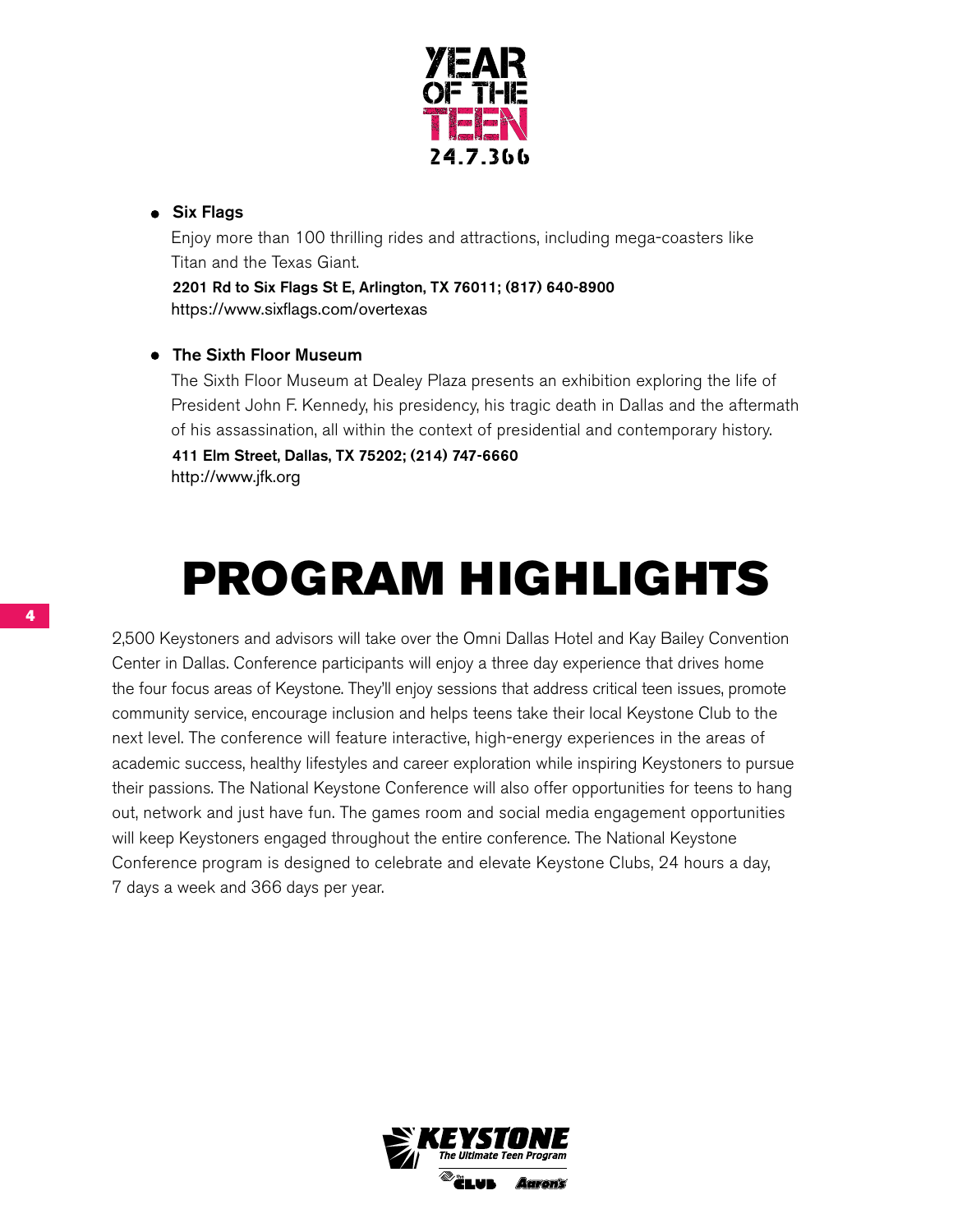- **Six Flags**

  Enjoy more than 100 thrilling rides and attractions, including mega-coasters like Titan and the Texas Giant.

  **2201 Rd to Six Flags St E, Arlington, TX 76011; (817) 640-8900**
  https://www.sixflags.com/overtexas

- **The Sixth Floor Museum**

  The Sixth Floor Museum at Dealey Plaza presents an exhibition exploring the life of President John F. Kennedy, his presidency, his tragic death in Dallas and the aftermath of his assassination, all within the context of presidential and contemporary history.

  **411 Elm Street, Dallas, TX 75202; (214) 747-6660**
  http://www.jfk.org

# PROGRAM HIGHLIGHTS

2,500 Keystoners and advisors will take over the Omni Dallas Hotel and Kay Bailey Convention Center in Dallas. Conference participants will enjoy a three day experience that drives home the four focus areas of Keystone. They'll enjoy sessions that address critical teen issues, promote community service, encourage inclusion and helps teens take their local Keystone Club to the next level. The conference will feature interactive, high-energy experiences in the areas of academic success, healthy lifestyles and career exploration while inspiring Keystoners to pursue their passions. The National Keystone Conference will also offer opportunities for teens to hang out, network and just have fun. The games room and social media engagement opportunities will keep Keystoners engaged throughout the entire conference. The National Keystone Conference program is designed to celebrate and elevate Keystone Clubs, 24 hours a day, 7 days a week and 366 days per year.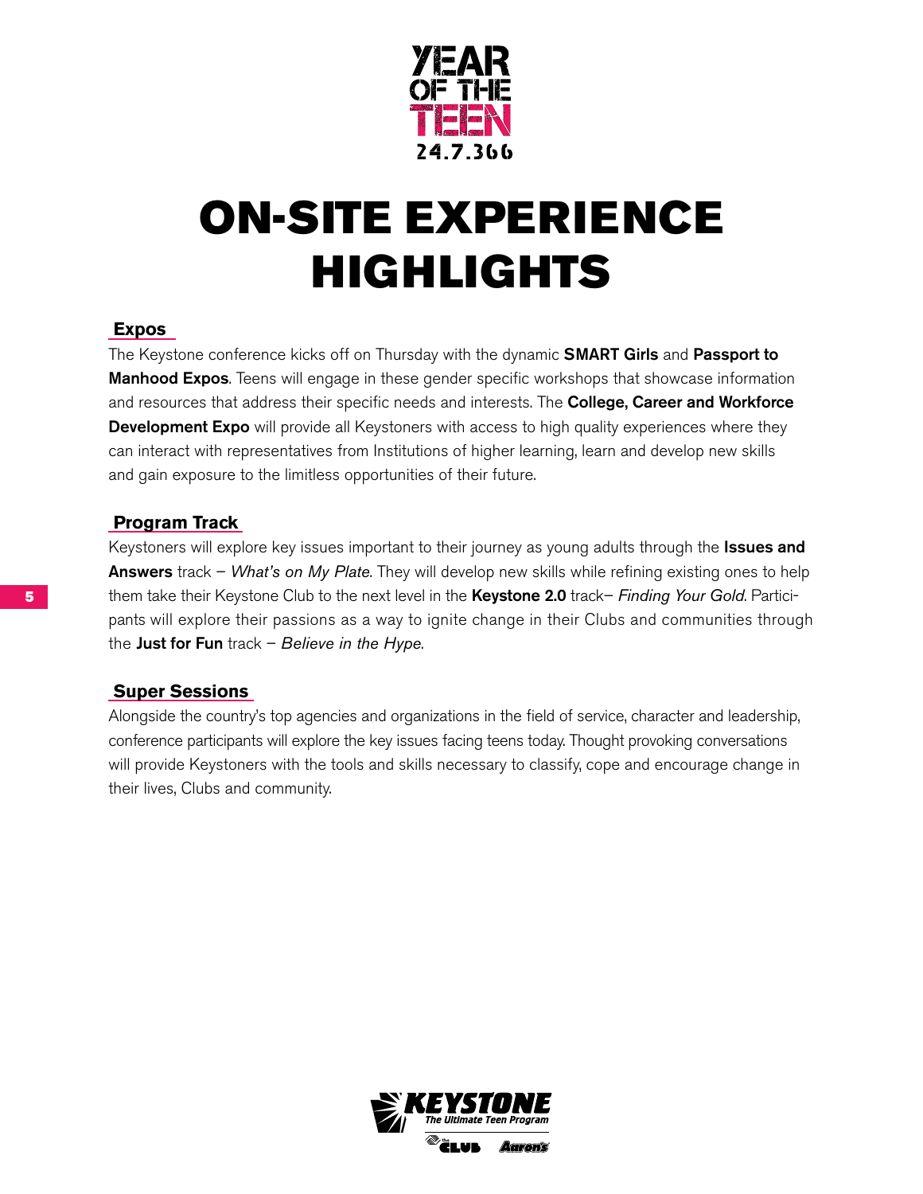# ON-SITE EXPERIENCE HIGHLIGHTS

## Expos

The Keystone conference kicks off on Thursday with the dynamic **SMART Girls** and **Passport to Manhood Expos**. Teens will engage in these gender specific workshops that showcase information and resources that address their specific needs and interests. The **College, Career and Workforce Development Expo** will provide all Keystoners with access to high quality experiences where they can interact with representatives from Institutions of higher learning, learn and develop new skills and gain exposure to the limitless opportunities of their future.

## Program Track

Keystoners will explore key issues important to their journey as young adults through the **Issues and Answers** track – *What's on My Plate*. They will develop new skills while refining existing ones to help them take their Keystone Club to the next level in the **Keystone 2.0** track– *Finding Your Gold*. Participants will explore their passions as a way to ignite change in their Clubs and communities through the **Just for Fun** track – *Believe in the Hype*.

## Super Sessions

Alongside the country's top agencies and organizations in the field of service, character and leadership, conference participants will explore the key issues facing teens today. Thought provoking conversations will provide Keystoners with the tools and skills necessary to classify, cope and encourage change in their lives, Clubs and community.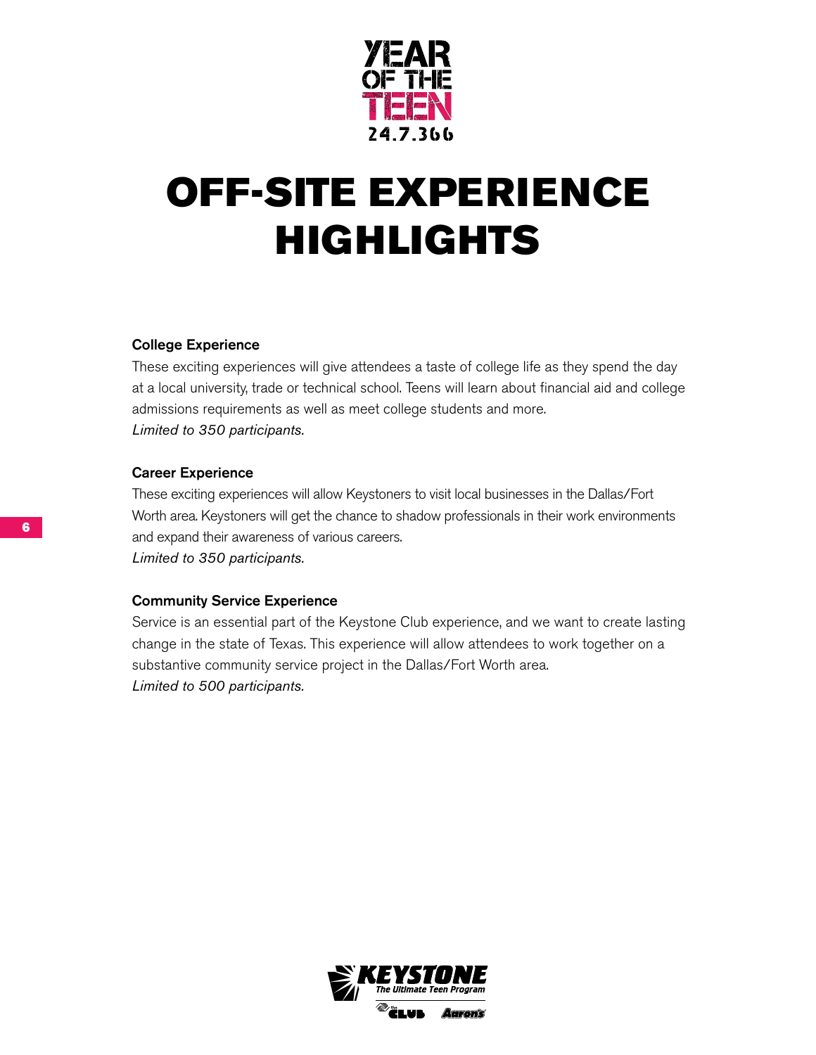# OFF-SITE EXPERIENCE HIGHLIGHTS

**College Experience**

These exciting experiences will give attendees a taste of college life as they spend the day at a local university, trade or technical school. Teens will learn about financial aid and college admissions requirements as well as meet college students and more.
*Limited to 350 participants.*

**Career Experience**

These exciting experiences will allow Keystoners to visit local businesses in the Dallas/Fort Worth area. Keystoners will get the chance to shadow professionals in their work environments and expand their awareness of various careers.
*Limited to 350 participants.*

**Community Service Experience**

Service is an essential part of the Keystone Club experience, and we want to create lasting change in the state of Texas. This experience will allow attendees to work together on a substantive community service project in the Dallas/Fort Worth area.
*Limited to 500 participants.*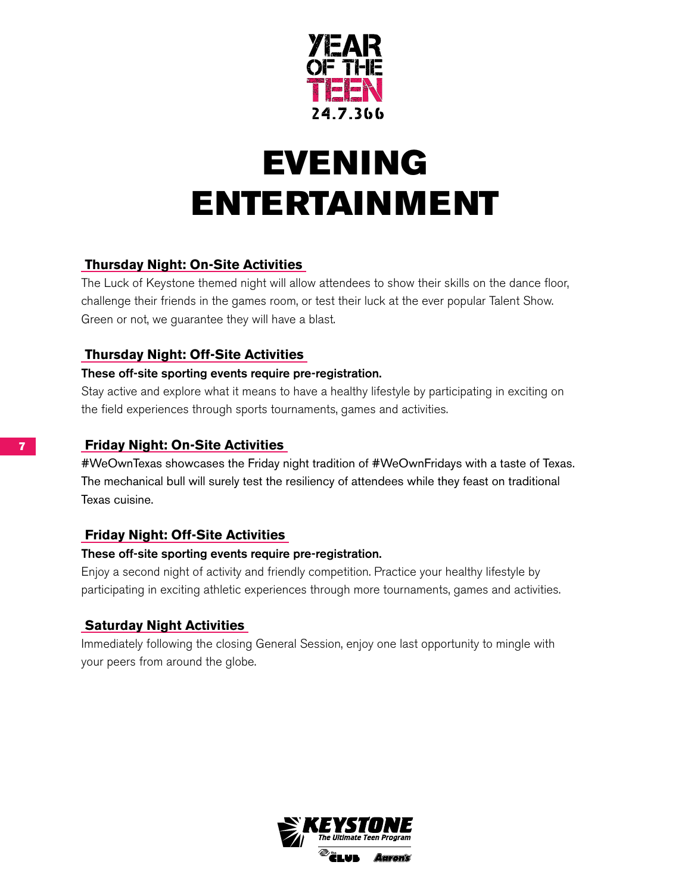# EVENING ENTERTAINMENT

## Thursday Night: On-Site Activities

The Luck of Keystone themed night will allow attendees to show their skills on the dance floor, challenge their friends in the games room, or test their luck at the ever popular Talent Show. Green or not, we guarantee they will have a blast.

## Thursday Night: Off-Site Activities

**These off-site sporting events require pre-registration.**

Stay active and explore what it means to have a healthy lifestyle by participating in exciting on the field experiences through sports tournaments, games and activities.

## Friday Night: On-Site Activities

#WeOwnTexas showcases the Friday night tradition of #WeOwnFridays with a taste of Texas. The mechanical bull will surely test the resiliency of attendees while they feast on traditional Texas cuisine.

## Friday Night: Off-Site Activities

**These off-site sporting events require pre-registration.**

Enjoy a second night of activity and friendly competition. Practice your healthy lifestyle by participating in exciting athletic experiences through more tournaments, games and activities.

## Saturday Night Activities

Immediately following the closing General Session, enjoy one last opportunity to mingle with your peers from around the globe.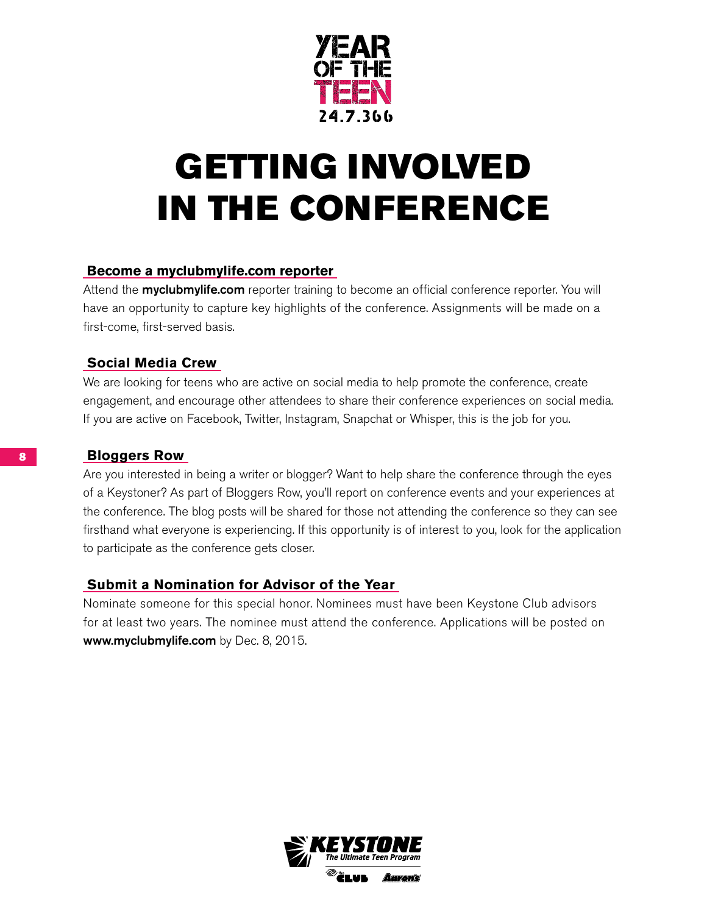YEAR OF THE TEEN 24.7.366

# GETTING INVOLVED IN THE CONFERENCE

## Become a myclubmylife.com reporter

Attend the **myclubmylife.com** reporter training to become an official conference reporter. You will have an opportunity to capture key highlights of the conference. Assignments will be made on a first-come, first-served basis.

## Social Media Crew

We are looking for teens who are active on social media to help promote the conference, create engagement, and encourage other attendees to share their conference experiences on social media. If you are active on Facebook, Twitter, Instagram, Snapchat or Whisper, this is the job for you.

## Bloggers Row

Are you interested in being a writer or blogger? Want to help share the conference through the eyes of a Keystoner? As part of Bloggers Row, you'll report on conference events and your experiences at the conference. The blog posts will be shared for those not attending the conference so they can see firsthand what everyone is experiencing. If this opportunity is of interest to you, look for the application to participate as the conference gets closer.

## Submit a Nomination for Advisor of the Year

Nominate someone for this special honor. Nominees must have been Keystone Club advisors for at least two years. The nominee must attend the conference. Applications will be posted on **www.myclubmylife.com** by Dec. 8, 2015.

KEYSTONE The Ultimate Teen Program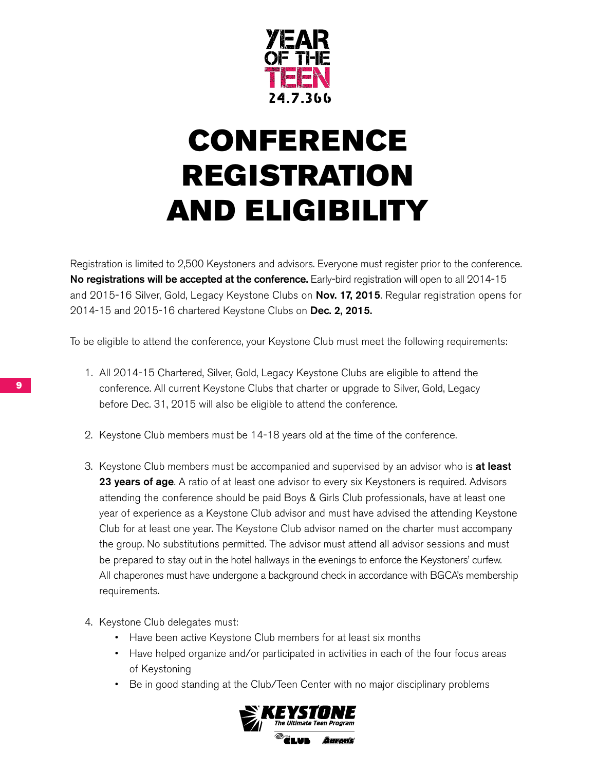# CONFERENCE REGISTRATION AND ELIGIBILITY

Registration is limited to 2,500 Keystoners and advisors. Everyone must register prior to the conference. **No registrations will be accepted at the conference.** Early-bird registration will open to all 2014-15 and 2015-16 Silver, Gold, Legacy Keystone Clubs on **Nov. 17, 2015**. Regular registration opens for 2014-15 and 2015-16 chartered Keystone Clubs on **Dec. 2, 2015.**

To be eligible to attend the conference, your Keystone Club must meet the following requirements:

1. All 2014-15 Chartered, Silver, Gold, Legacy Keystone Clubs are eligible to attend the conference. All current Keystone Clubs that charter or upgrade to Silver, Gold, Legacy before Dec. 31, 2015 will also be eligible to attend the conference.
2. Keystone Club members must be 14-18 years old at the time of the conference.
3. Keystone Club members must be accompanied and supervised by an advisor who is **at least 23 years of age**. A ratio of at least one advisor to every six Keystoners is required. Advisors attending the conference should be paid Boys & Girls Club professionals, have at least one year of experience as a Keystone Club advisor and must have advised the attending Keystone Club for at least one year. The Keystone Club advisor named on the charter must accompany the group. No substitutions permitted. The advisor must attend all advisor sessions and must be prepared to stay out in the hotel hallways in the evenings to enforce the Keystoners' curfew. All chaperones must have undergone a background check in accordance with BGCA's membership requirements.
4. Keystone Club delegates must:
   - Have been active Keystone Club members for at least six months
   - Have helped organize and/or participated in activities in each of the four focus areas of Keystoning
   - Be in good standing at the Club/Teen Center with no major disciplinary problems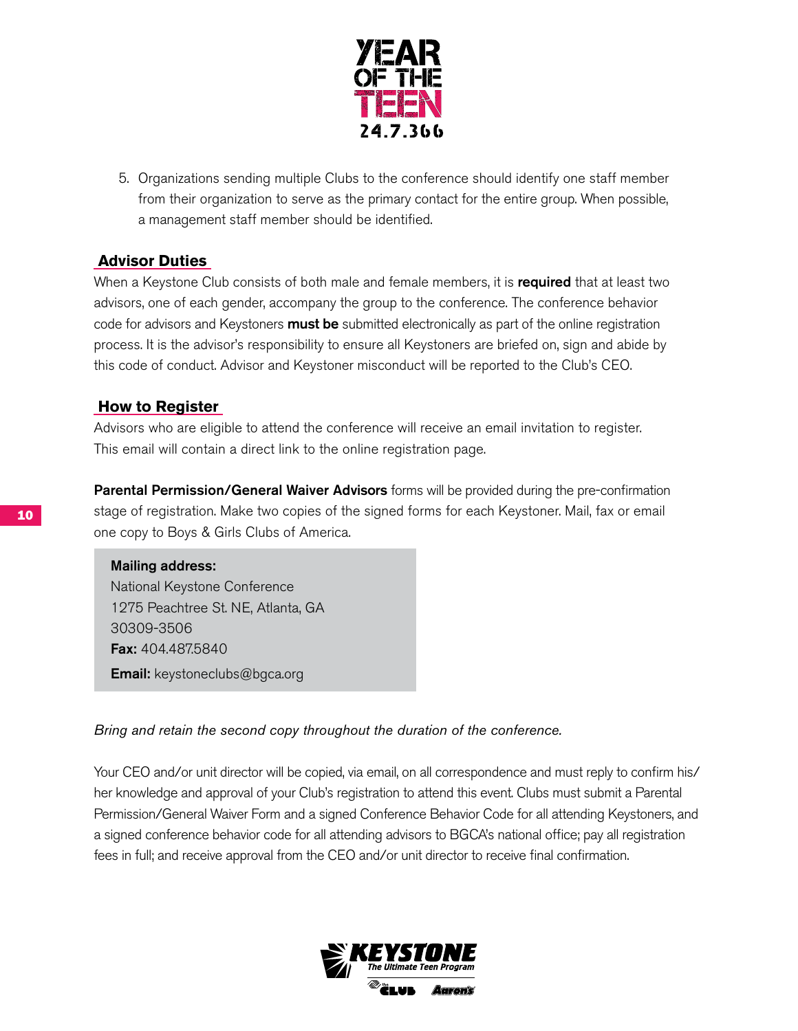5. Organizations sending multiple Clubs to the conference should identify one staff member from their organization to serve as the primary contact for the entire group. When possible, a management staff member should be identified.

## Advisor Duties

When a Keystone Club consists of both male and female members, it is **required** that at least two advisors, one of each gender, accompany the group to the conference. The conference behavior code for advisors and Keystoners **must be** submitted electronically as part of the online registration process. It is the advisor's responsibility to ensure all Keystoners are briefed on, sign and abide by this code of conduct. Advisor and Keystoner misconduct will be reported to the Club's CEO.

## How to Register

Advisors who are eligible to attend the conference will receive an email invitation to register. This email will contain a direct link to the online registration page.

**Parental Permission/General Waiver Advisors** forms will be provided during the pre-confirmation stage of registration. Make two copies of the signed forms for each Keystoner. Mail, fax or email one copy to Boys & Girls Clubs of America.

**Mailing address:**
National Keystone Conference
1275 Peachtree St. NE, Atlanta, GA
30309-3506
**Fax:** 404.487.5840
**Email:** keystoneclubs@bgca.org

*Bring and retain the second copy throughout the duration of the conference.*

Your CEO and/or unit director will be copied, via email, on all correspondence and must reply to confirm his/her knowledge and approval of your Club's registration to attend this event. Clubs must submit a Parental Permission/General Waiver Form and a signed Conference Behavior Code for all attending Keystoners, and a signed conference behavior code for all attending advisors to BGCA's national office; pay all registration fees in full; and receive approval from the CEO and/or unit director to receive final confirmation.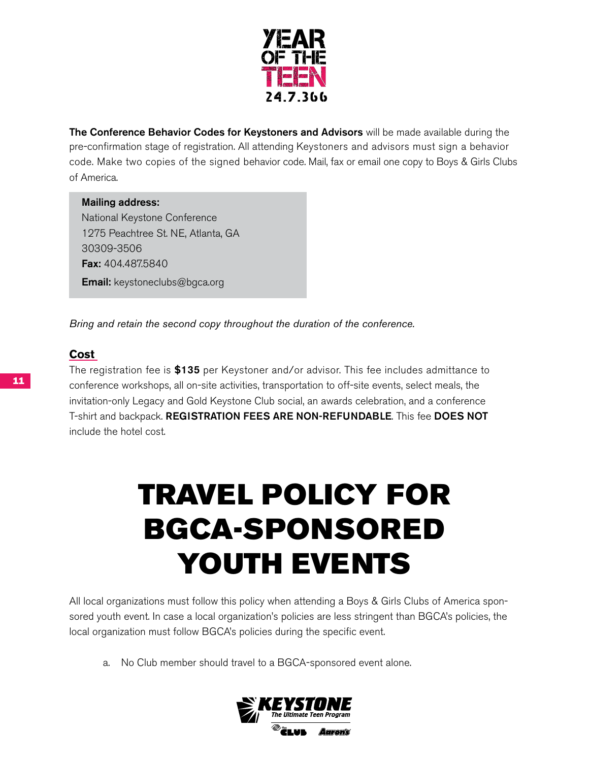**The Conference Behavior Codes for Keystoners and Advisors** will be made available during the pre-confirmation stage of registration. All attending Keystoners and advisors must sign a behavior code. Make two copies of the signed behavior code. Mail, fax or email one copy to Boys & Girls Clubs of America.

**Mailing address:**
National Keystone Conference
1275 Peachtree St. NE, Atlanta, GA
30309-3506
**Fax:** 404.487.5840
**Email:** keystoneclubs@bgca.org

*Bring and retain the second copy throughout the duration of the conference.*

## Cost

The registration fee is **$135** per Keystoner and/or advisor. This fee includes admittance to conference workshops, all on-site activities, transportation to off-site events, select meals, the invitation-only Legacy and Gold Keystone Club social, an awards celebration, and a conference T-shirt and backpack. **REGISTRATION FEES ARE NON-REFUNDABLE**. This fee **DOES NOT** include the hotel cost.

# TRAVEL POLICY FOR BGCA-SPONSORED YOUTH EVENTS

All local organizations must follow this policy when attending a Boys & Girls Clubs of America sponsored youth event. In case a local organization's policies are less stringent than BGCA's policies, the local organization must follow BGCA's policies during the specific event.

a. No Club member should travel to a BGCA-sponsored event alone.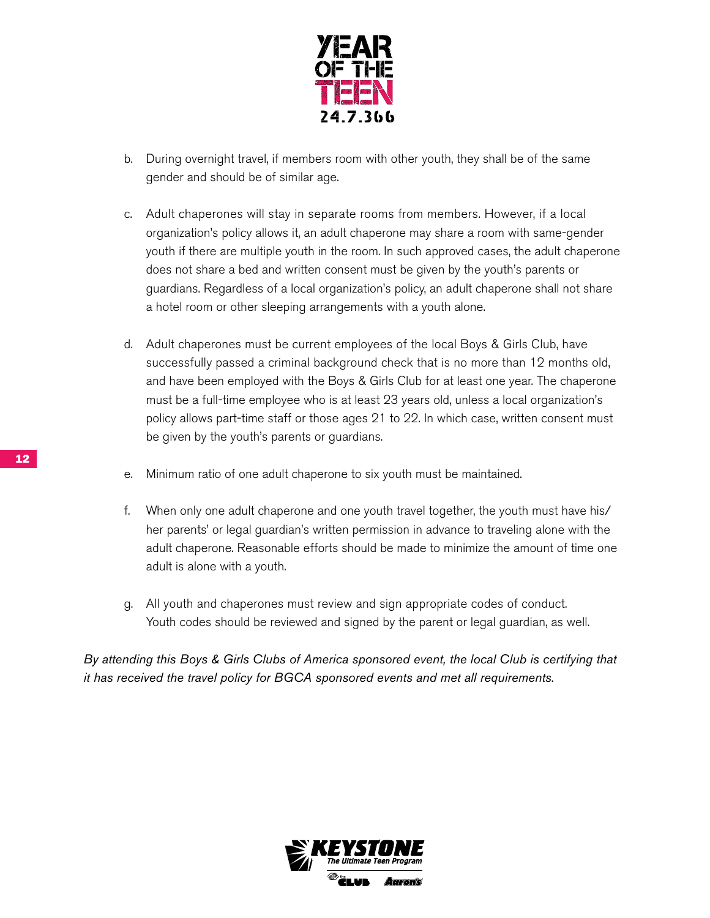b. During overnight travel, if members room with other youth, they shall be of the same gender and should be of similar age.

c. Adult chaperones will stay in separate rooms from members. However, if a local organization's policy allows it, an adult chaperone may share a room with same-gender youth if there are multiple youth in the room. In such approved cases, the adult chaperone does not share a bed and written consent must be given by the youth's parents or guardians. Regardless of a local organization's policy, an adult chaperone shall not share a hotel room or other sleeping arrangements with a youth alone.

d. Adult chaperones must be current employees of the local Boys & Girls Club, have successfully passed a criminal background check that is no more than 12 months old, and have been employed with the Boys & Girls Club for at least one year. The chaperone must be a full-time employee who is at least 23 years old, unless a local organization's policy allows part-time staff or those ages 21 to 22. In which case, written consent must be given by the youth's parents or guardians.

e. Minimum ratio of one adult chaperone to six youth must be maintained.

f. When only one adult chaperone and one youth travel together, the youth must have his/her parents' or legal guardian's written permission in advance to traveling alone with the adult chaperone. Reasonable efforts should be made to minimize the amount of time one adult is alone with a youth.

g. All youth and chaperones must review and sign appropriate codes of conduct. Youth codes should be reviewed and signed by the parent or legal guardian, as well.

*By attending this Boys & Girls Clubs of America sponsored event, the local Club is certifying that it has received the travel policy for BGCA sponsored events and met all requirements.*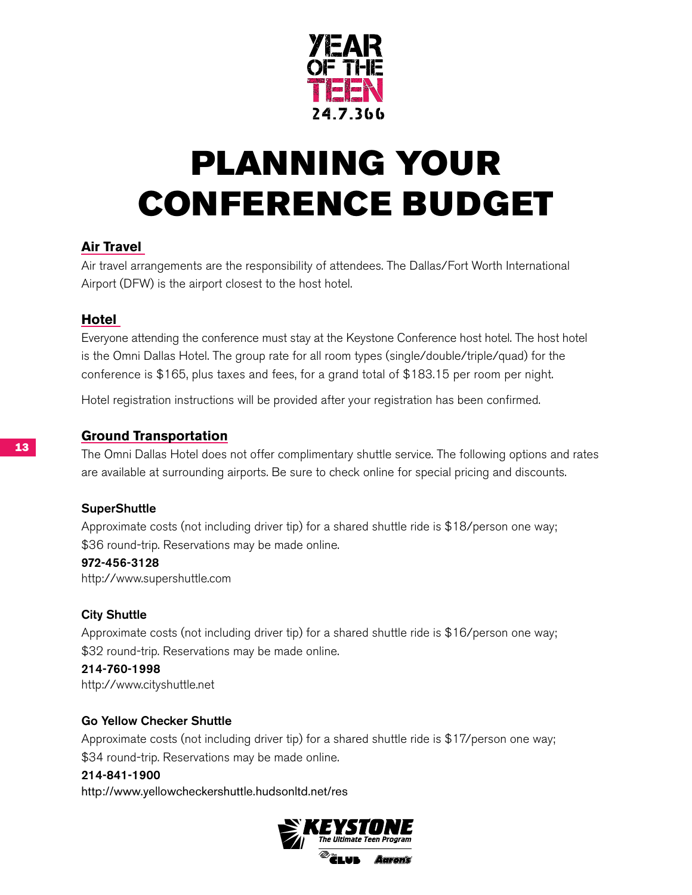YEAR OF THE TEEN 24.7.366

# PLANNING YOUR CONFERENCE BUDGET

## Air Travel

Air travel arrangements are the responsibility of attendees. The Dallas/Fort Worth International Airport (DFW) is the airport closest to the host hotel.

## Hotel

Everyone attending the conference must stay at the Keystone Conference host hotel. The host hotel is the Omni Dallas Hotel. The group rate for all room types (single/double/triple/quad) for the conference is $165, plus taxes and fees, for a grand total of $183.15 per room per night.

Hotel registration instructions will be provided after your registration has been confirmed.

## Ground Transportation

The Omni Dallas Hotel does not offer complimentary shuttle service. The following options and rates are available at surrounding airports. Be sure to check online for special pricing and discounts.

### SuperShuttle

Approximate costs (not including driver tip) for a shared shuttle ride is $18/person one way; $36 round-trip. Reservations may be made online.

**972-456-3128**
http://www.supershuttle.com

### City Shuttle

Approximate costs (not including driver tip) for a shared shuttle ride is $16/person one way; $32 round-trip. Reservations may be made online.

**214-760-1998**
http://www.cityshuttle.net

### Go Yellow Checker Shuttle

Approximate costs (not including driver tip) for a shared shuttle ride is $17/person one way; $34 round-trip. Reservations may be made online.

**214-841-1900**
http://www.yellowcheckershuttle.hudsonltd.net/res

KEYSTONE The Ultimate Teen Program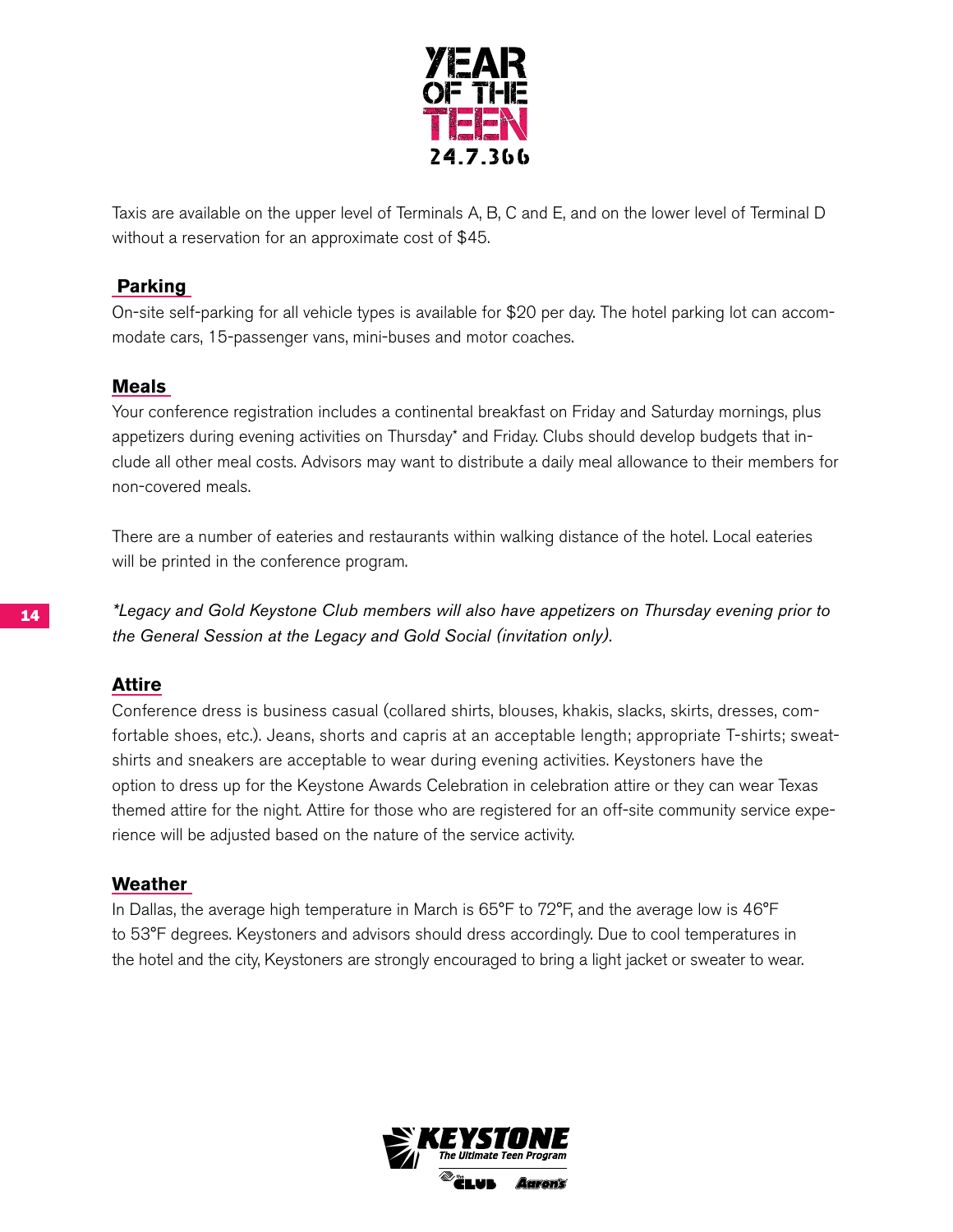Taxis are available on the upper level of Terminals A, B, C and E, and on the lower level of Terminal D without a reservation for an approximate cost of $45.

## Parking

On-site self-parking for all vehicle types is available for $20 per day. The hotel parking lot can accommodate cars, 15-passenger vans, mini-buses and motor coaches.

## Meals

Your conference registration includes a continental breakfast on Friday and Saturday mornings, plus appetizers during evening activities on Thursday* and Friday. Clubs should develop budgets that include all other meal costs. Advisors may want to distribute a daily meal allowance to their members for non-covered meals.

There are a number of eateries and restaurants within walking distance of the hotel. Local eateries will be printed in the conference program.

*\*Legacy and Gold Keystone Club members will also have appetizers on Thursday evening prior to the General Session at the Legacy and Gold Social (invitation only).*

## Attire

Conference dress is business casual (collared shirts, blouses, khakis, slacks, skirts, dresses, comfortable shoes, etc.). Jeans, shorts and capris at an acceptable length; appropriate T-shirts; sweatshirts and sneakers are acceptable to wear during evening activities. Keystoners have the option to dress up for the Keystone Awards Celebration in celebration attire or they can wear Texas themed attire for the night. Attire for those who are registered for an off-site community service experience will be adjusted based on the nature of the service activity.

## Weather

In Dallas, the average high temperature in March is 65°F to 72°F, and the average low is 46°F to 53°F degrees. Keystoners and advisors should dress accordingly. Due to cool temperatures in the hotel and the city, Keystoners are strongly encouraged to bring a light jacket or sweater to wear.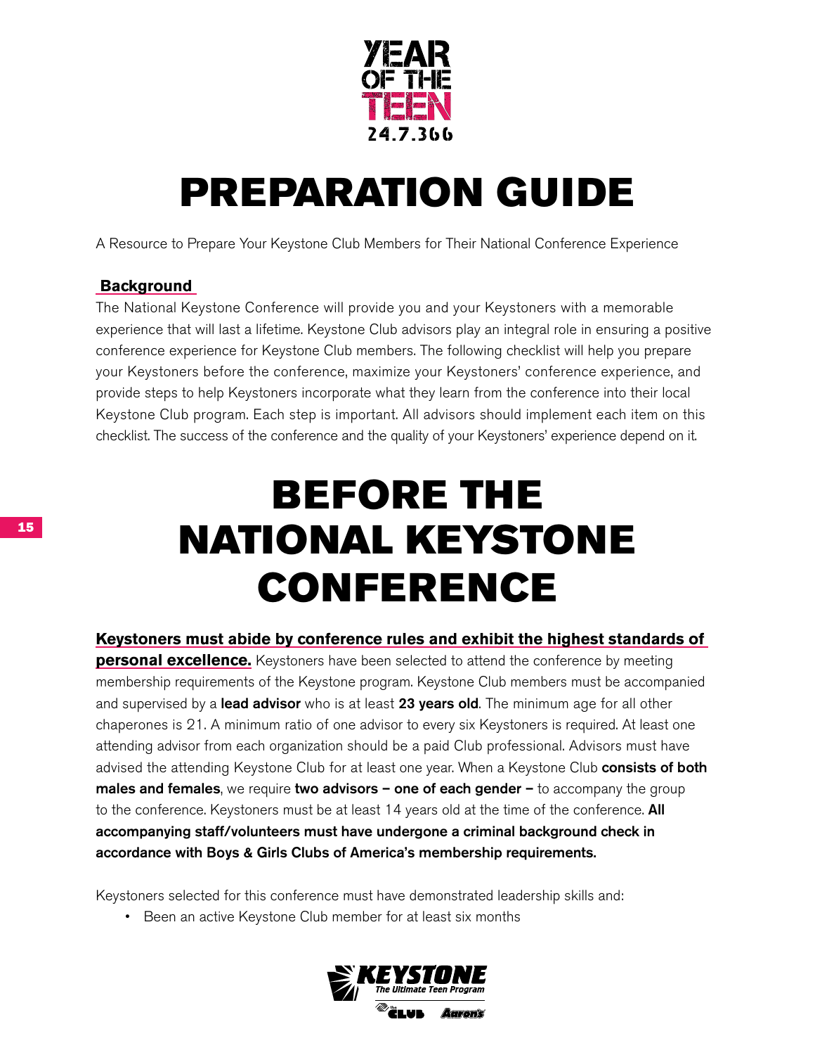# PREPARATION GUIDE

A Resource to Prepare Your Keystone Club Members for Their National Conference Experience

## Background

The National Keystone Conference will provide you and your Keystoners with a memorable experience that will last a lifetime. Keystone Club advisors play an integral role in ensuring a positive conference experience for Keystone Club members. The following checklist will help you prepare your Keystoners before the conference, maximize your Keystoners' conference experience, and provide steps to help Keystoners incorporate what they learn from the conference into their local Keystone Club program. Each step is important. All advisors should implement each item on this checklist. The success of the conference and the quality of your Keystoners' experience depend on it.

# BEFORE THE NATIONAL KEYSTONE CONFERENCE

**Keystoners must abide by conference rules and exhibit the highest standards of personal excellence.** Keystoners have been selected to attend the conference by meeting membership requirements of the Keystone program. Keystone Club members must be accompanied and supervised by a **lead advisor** who is at least **23 years old**. The minimum age for all other chaperones is 21. A minimum ratio of one advisor to every six Keystoners is required. At least one attending advisor from each organization should be a paid Club professional. Advisors must have advised the attending Keystone Club for at least one year. When a Keystone Club **consists of both males and females**, we require **two advisors – one of each gender –** to accompany the group to the conference. Keystoners must be at least 14 years old at the time of the conference. **All accompanying staff/volunteers must have undergone a criminal background check in accordance with Boys & Girls Clubs of America's membership requirements.**

Keystoners selected for this conference must have demonstrated leadership skills and:

- Been an active Keystone Club member for at least six months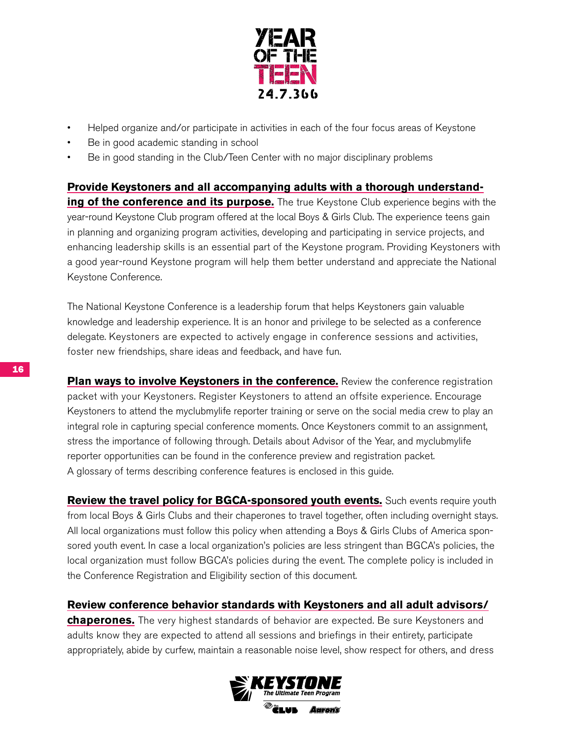- Helped organize and/or participate in activities in each of the four focus areas of Keystone
- Be in good academic standing in school
- Be in good standing in the Club/Teen Center with no major disciplinary problems

**Provide Keystoners and all accompanying adults with a thorough understanding of the conference and its purpose.** The true Keystone Club experience begins with the year-round Keystone Club program offered at the local Boys & Girls Club. The experience teens gain in planning and organizing program activities, developing and participating in service projects, and enhancing leadership skills is an essential part of the Keystone program. Providing Keystoners with a good year-round Keystone program will help them better understand and appreciate the National Keystone Conference.

The National Keystone Conference is a leadership forum that helps Keystoners gain valuable knowledge and leadership experience. It is an honor and privilege to be selected as a conference delegate. Keystoners are expected to actively engage in conference sessions and activities, foster new friendships, share ideas and feedback, and have fun.

**Plan ways to involve Keystoners in the conference.** Review the conference registration packet with your Keystoners. Register Keystoners to attend an offsite experience. Encourage Keystoners to attend the myclubmylife reporter training or serve on the social media crew to play an integral role in capturing special conference moments. Once Keystoners commit to an assignment, stress the importance of following through. Details about Advisor of the Year, and myclubmylife reporter opportunities can be found in the conference preview and registration packet. A glossary of terms describing conference features is enclosed in this guide.

**Review the travel policy for BGCA-sponsored youth events.** Such events require youth from local Boys & Girls Clubs and their chaperones to travel together, often including overnight stays. All local organizations must follow this policy when attending a Boys & Girls Clubs of America sponsored youth event. In case a local organization's policies are less stringent than BGCA's policies, the local organization must follow BGCA's policies during the event. The complete policy is included in the Conference Registration and Eligibility section of this document.

**Review conference behavior standards with Keystoners and all adult advisors/chaperones.** The very highest standards of behavior are expected. Be sure Keystoners and adults know they are expected to attend all sessions and briefings in their entirety, participate appropriately, abide by curfew, maintain a reasonable noise level, show respect for others, and dress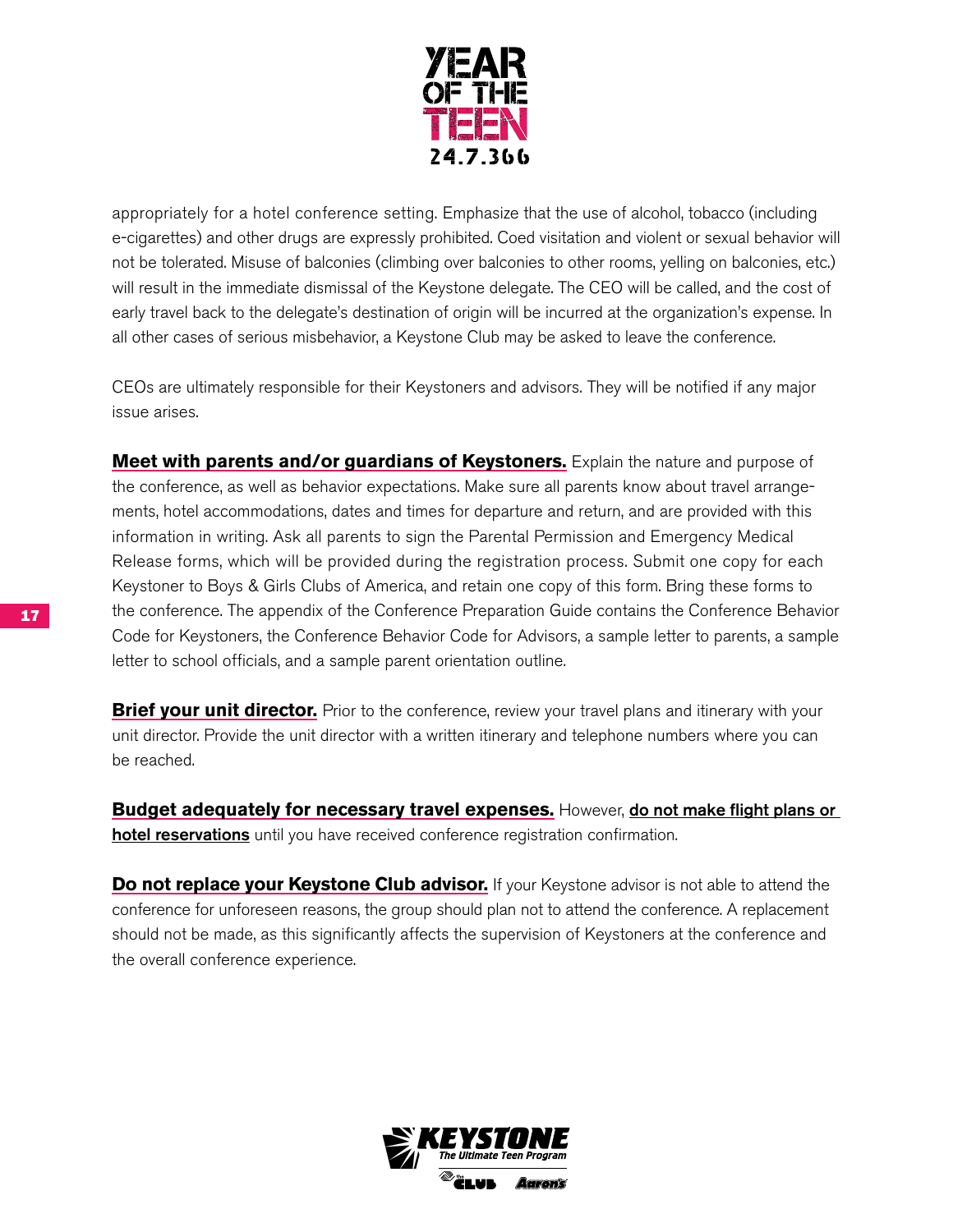appropriately for a hotel conference setting. Emphasize that the use of alcohol, tobacco (including e-cigarettes) and other drugs are expressly prohibited. Coed visitation and violent or sexual behavior will not be tolerated. Misuse of balconies (climbing over balconies to other rooms, yelling on balconies, etc.) will result in the immediate dismissal of the Keystone delegate. The CEO will be called, and the cost of early travel back to the delegate's destination of origin will be incurred at the organization's expense. In all other cases of serious misbehavior, a Keystone Club may be asked to leave the conference.

CEOs are ultimately responsible for their Keystoners and advisors. They will be notified if any major issue arises.

**Meet with parents and/or guardians of Keystoners.** Explain the nature and purpose of the conference, as well as behavior expectations. Make sure all parents know about travel arrangements, hotel accommodations, dates and times for departure and return, and are provided with this information in writing. Ask all parents to sign the Parental Permission and Emergency Medical Release forms, which will be provided during the registration process. Submit one copy for each Keystoner to Boys & Girls Clubs of America, and retain one copy of this form. Bring these forms to the conference. The appendix of the Conference Preparation Guide contains the Conference Behavior Code for Keystoners, the Conference Behavior Code for Advisors, a sample letter to parents, a sample letter to school officials, and a sample parent orientation outline.

**Brief your unit director.** Prior to the conference, review your travel plans and itinerary with your unit director. Provide the unit director with a written itinerary and telephone numbers where you can be reached.

**Budget adequately for necessary travel expenses.** However, **do not make flight plans or hotel reservations** until you have received conference registration confirmation.

**Do not replace your Keystone Club advisor.** If your Keystone advisor is not able to attend the conference for unforeseen reasons, the group should plan not to attend the conference. A replacement should not be made, as this significantly affects the supervision of Keystoners at the conference and the overall conference experience.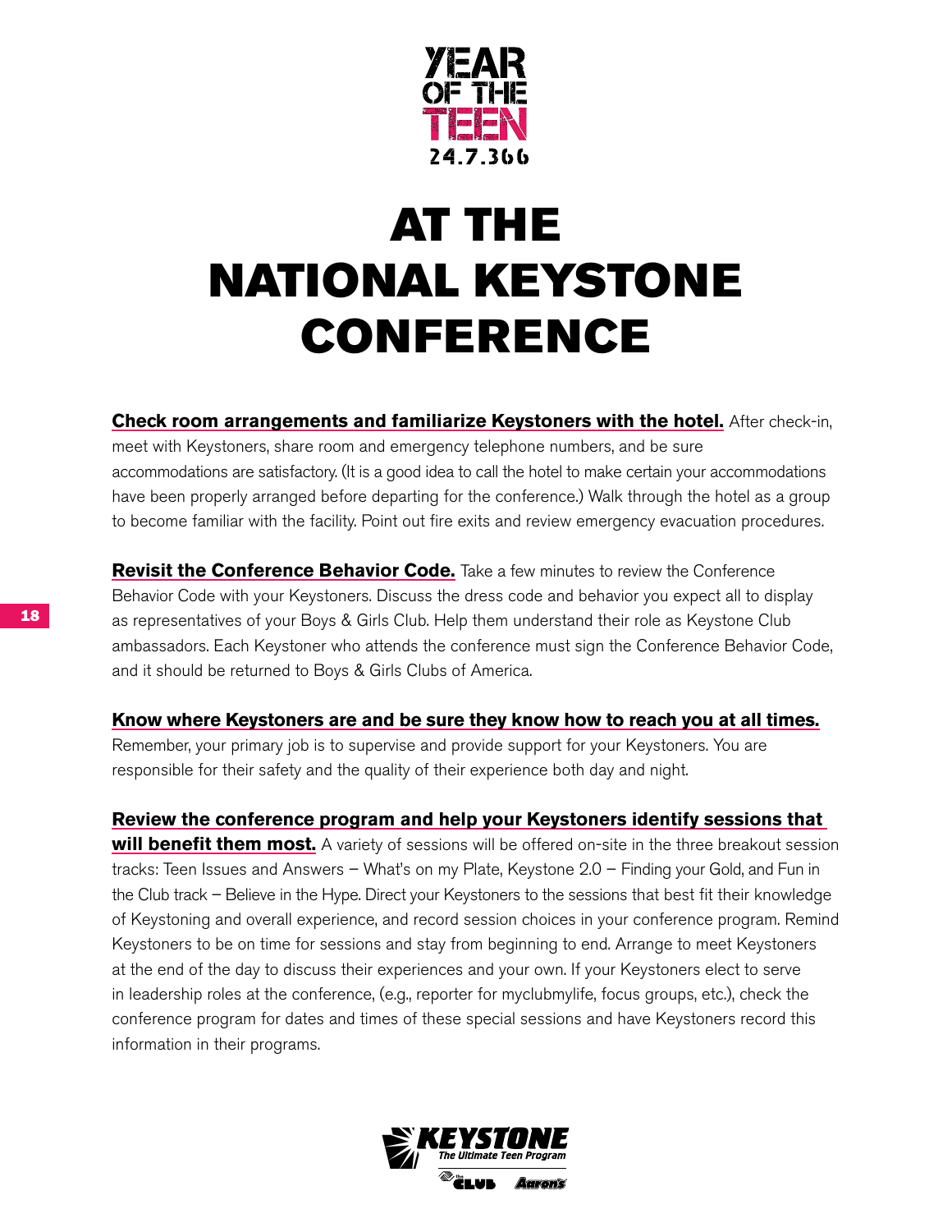# AT THE NATIONAL KEYSTONE CONFERENCE

**Check room arrangements and familiarize Keystoners with the hotel.** After check-in, meet with Keystoners, share room and emergency telephone numbers, and be sure accommodations are satisfactory. (It is a good idea to call the hotel to make certain your accommodations have been properly arranged before departing for the conference.) Walk through the hotel as a group to become familiar with the facility. Point out fire exits and review emergency evacuation procedures.

**Revisit the Conference Behavior Code.** Take a few minutes to review the Conference Behavior Code with your Keystoners. Discuss the dress code and behavior you expect all to display as representatives of your Boys & Girls Club. Help them understand their role as Keystone Club ambassadors. Each Keystoner who attends the conference must sign the Conference Behavior Code, and it should be returned to Boys & Girls Clubs of America.

**Know where Keystoners are and be sure they know how to reach you at all times.** Remember, your primary job is to supervise and provide support for your Keystoners. You are responsible for their safety and the quality of their experience both day and night.

**Review the conference program and help your Keystoners identify sessions that will benefit them most.** A variety of sessions will be offered on-site in the three breakout session tracks: Teen Issues and Answers – What's on my Plate, Keystone 2.0 – Finding your Gold, and Fun in the Club track – Believe in the Hype. Direct your Keystoners to the sessions that best fit their knowledge of Keystoning and overall experience, and record session choices in your conference program. Remind Keystoners to be on time for sessions and stay from beginning to end. Arrange to meet Keystoners at the end of the day to discuss their experiences and your own. If your Keystoners elect to serve in leadership roles at the conference, (e.g., reporter for myclubmylife, focus groups, etc.), check the conference program for dates and times of these special sessions and have Keystoners record this information in their programs.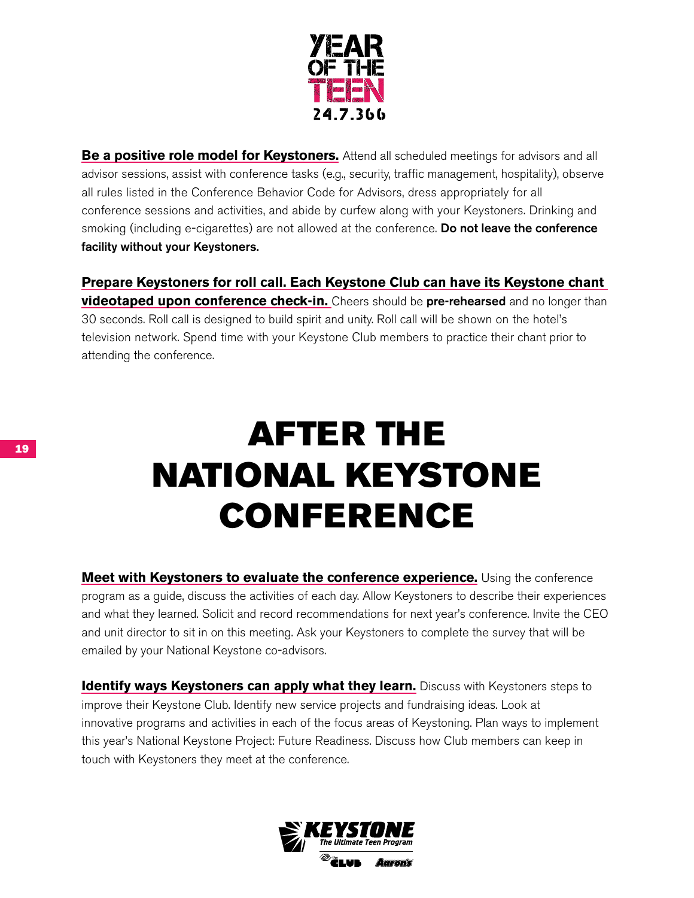**Be a positive role model for Keystoners.** Attend all scheduled meetings for advisors and all advisor sessions, assist with conference tasks (e.g., security, traffic management, hospitality), observe all rules listed in the Conference Behavior Code for Advisors, dress appropriately for all conference sessions and activities, and abide by curfew along with your Keystoners. Drinking and smoking (including e-cigarettes) are not allowed at the conference. **Do not leave the conference facility without your Keystoners.**

**Prepare Keystoners for roll call. Each Keystone Club can have its Keystone chant videotaped upon conference check-in.** Cheers should be **pre-rehearsed** and no longer than 30 seconds. Roll call is designed to build spirit and unity. Roll call will be shown on the hotel's television network. Spend time with your Keystone Club members to practice their chant prior to attending the conference.

# AFTER THE NATIONAL KEYSTONE CONFERENCE

**Meet with Keystoners to evaluate the conference experience.** Using the conference program as a guide, discuss the activities of each day. Allow Keystoners to describe their experiences and what they learned. Solicit and record recommendations for next year's conference. Invite the CEO and unit director to sit in on this meeting. Ask your Keystoners to complete the survey that will be emailed by your National Keystone co-advisors.

**Identify ways Keystoners can apply what they learn.** Discuss with Keystoners steps to improve their Keystone Club. Identify new service projects and fundraising ideas. Look at innovative programs and activities in each of the focus areas of Keystoning. Plan ways to implement this year's National Keystone Project: Future Readiness. Discuss how Club members can keep in touch with Keystoners they meet at the conference.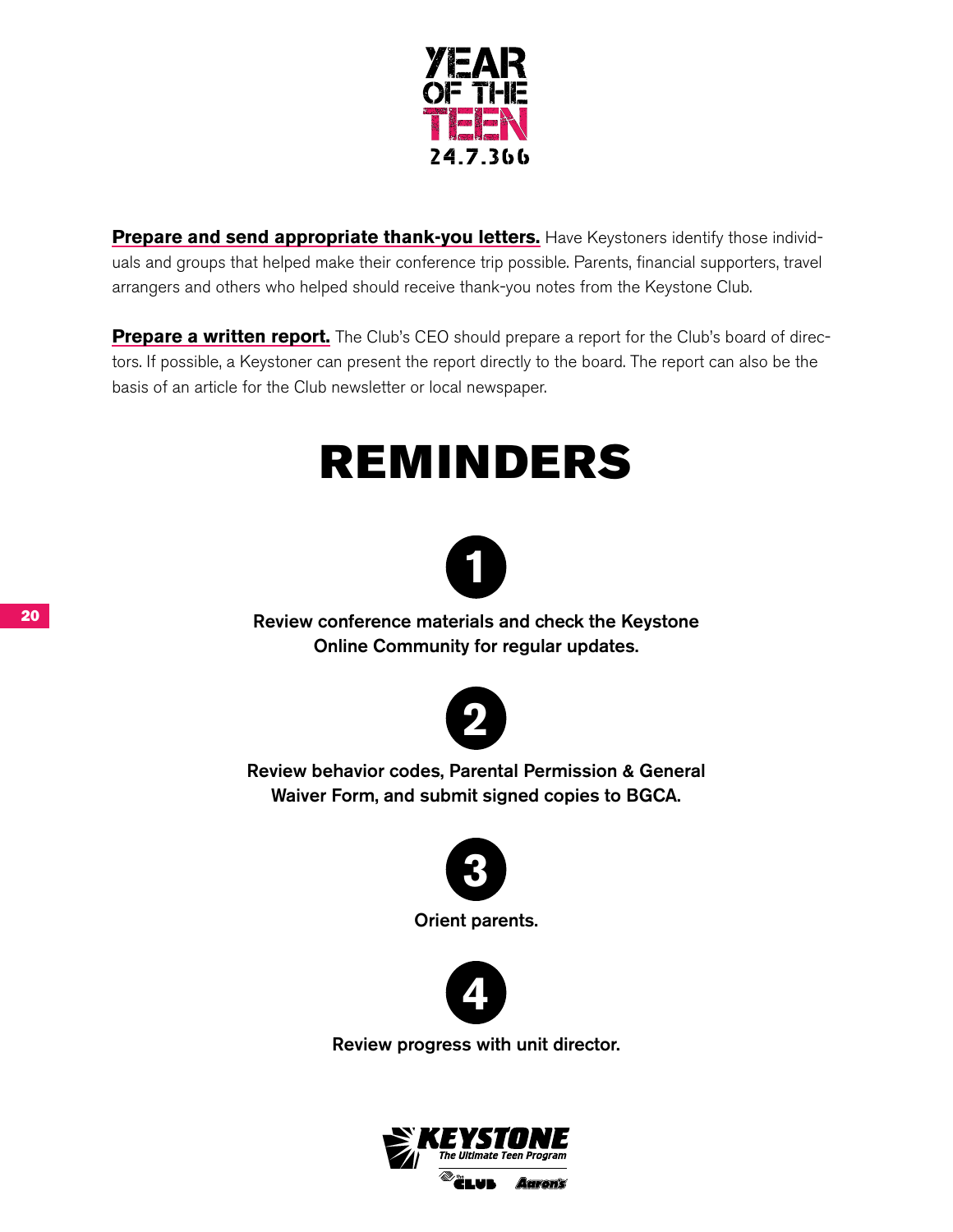**Prepare and send appropriate thank-you letters.** Have Keystoners identify those individuals and groups that helped make their conference trip possible. Parents, financial supporters, travel arrangers and others who helped should receive thank-you notes from the Keystone Club.

**Prepare a written report.** The Club's CEO should prepare a report for the Club's board of directors. If possible, a Keystoner can present the report directly to the board. The report can also be the basis of an article for the Club newsletter or local newspaper.

# REMINDERS

1. Review conference materials and check the Keystone Online Community for regular updates.

2. Review behavior codes, Parental Permission & General Waiver Form, and submit signed copies to BGCA.

3. Orient parents.

4. Review progress with unit director.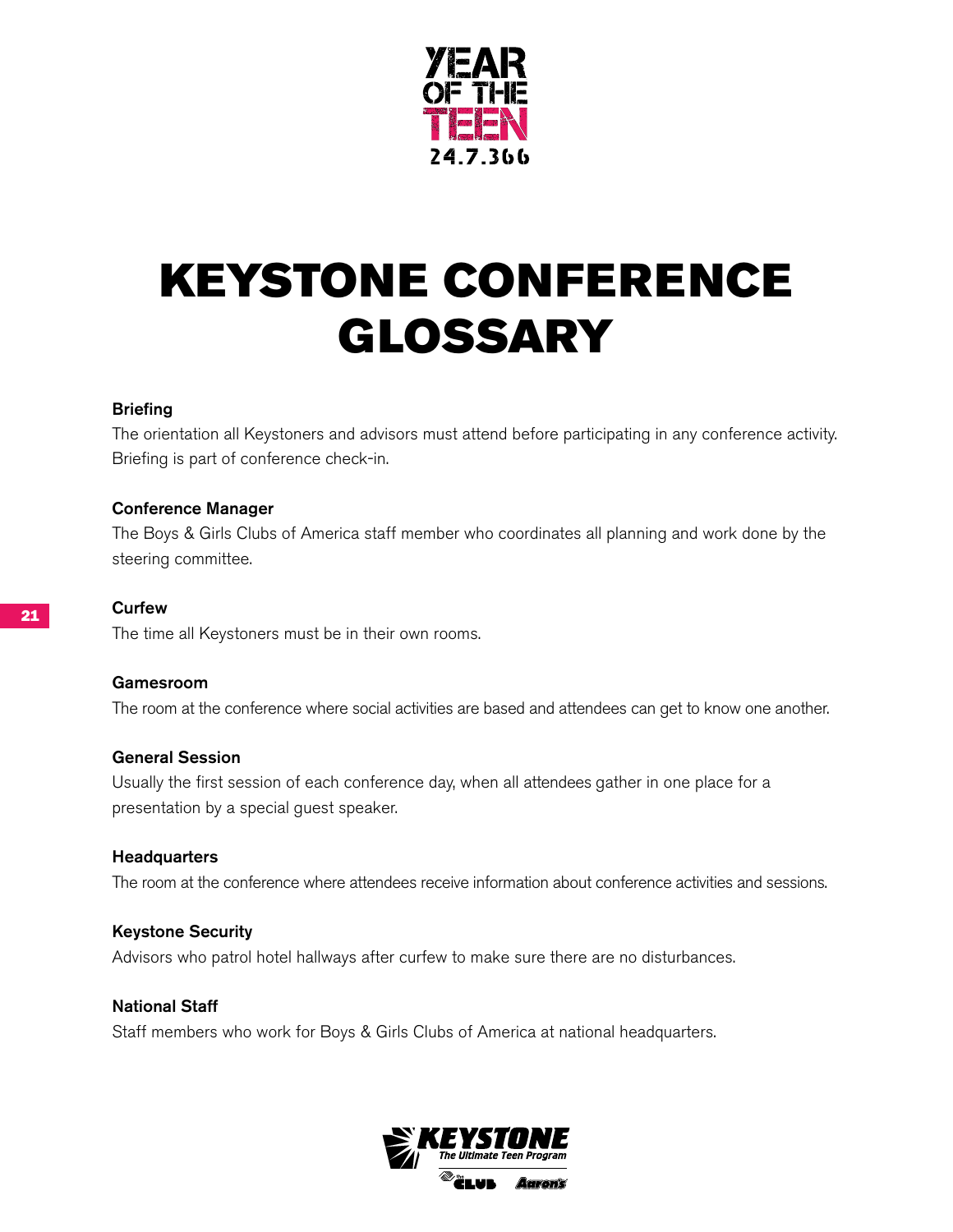# KEYSTONE CONFERENCE GLOSSARY

**Briefing**

The orientation all Keystoners and advisors must attend before participating in any conference activity. Briefing is part of conference check-in.

**Conference Manager**

The Boys & Girls Clubs of America staff member who coordinates all planning and work done by the steering committee.

**Curfew**

The time all Keystoners must be in their own rooms.

**Gamesroom**

The room at the conference where social activities are based and attendees can get to know one another.

**General Session**

Usually the first session of each conference day, when all attendees gather in one place for a presentation by a special guest speaker.

**Headquarters**

The room at the conference where attendees receive information about conference activities and sessions.

**Keystone Security**

Advisors who patrol hotel hallways after curfew to make sure there are no disturbances.

**National Staff**

Staff members who work for Boys & Girls Clubs of America at national headquarters.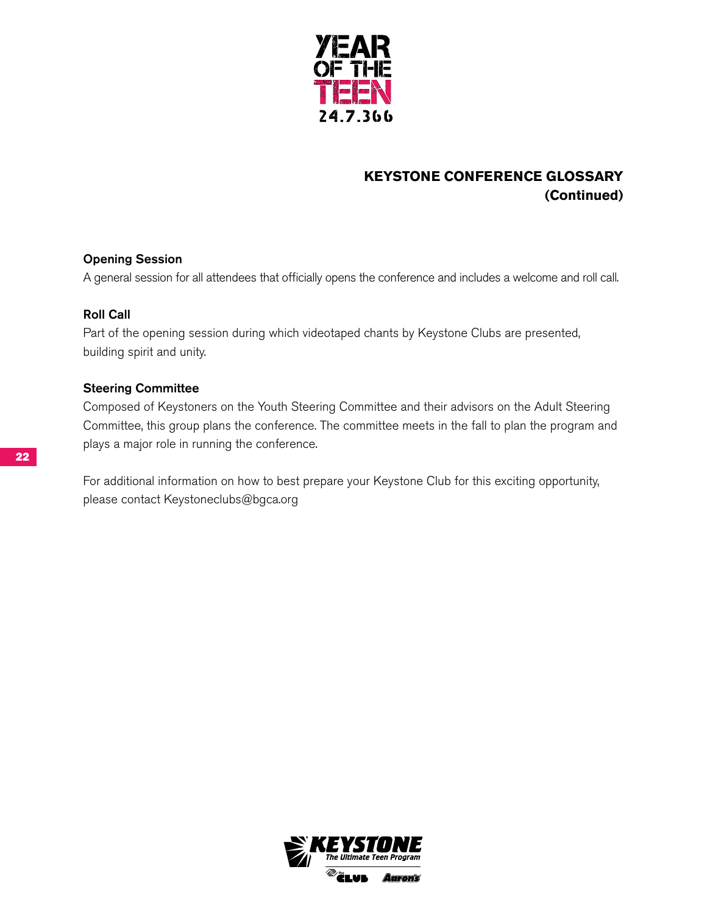## KEYSTONE CONFERENCE GLOSSARY (Continued)

**Opening Session**

A general session for all attendees that officially opens the conference and includes a welcome and roll call.

**Roll Call**

Part of the opening session during which videotaped chants by Keystone Clubs are presented, building spirit and unity.

**Steering Committee**

Composed of Keystoners on the Youth Steering Committee and their advisors on the Adult Steering Committee, this group plans the conference. The committee meets in the fall to plan the program and plays a major role in running the conference.

For additional information on how to best prepare your Keystone Club for this exciting opportunity, please contact Keystoneclubs@bgca.org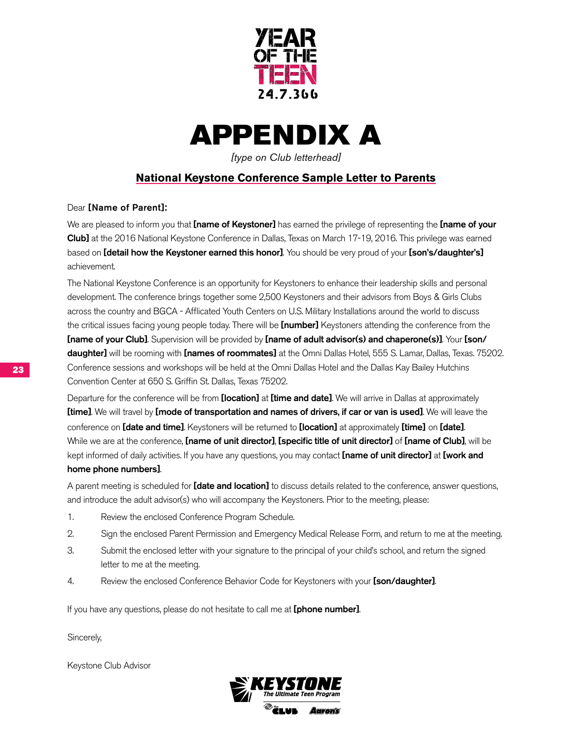# APPENDIX A

*[type on Club letterhead]*

## National Keystone Conference Sample Letter to Parents

Dear **[Name of Parent]:**

We are pleased to inform you that **[name of Keystoner]** has earned the privilege of representing the **[name of your Club]** at the 2016 National Keystone Conference in Dallas, Texas on March 17-19, 2016. This privilege was earned based on **[detail how the Keystoner earned this honor]**. You should be very proud of your **[son's/daughter's]** achievement.

The National Keystone Conference is an opportunity for Keystoners to enhance their leadership skills and personal development. The conference brings together some 2,500 Keystoners and their advisors from Boys & Girls Clubs across the country and BGCA - Afflicated Youth Centers on U.S. Military Installations around the world to discuss the critical issues facing young people today. There will be **[number]** Keystoners attending the conference from the **[name of your Club]**. Supervision will be provided by **[name of adult advisor(s) and chaperone(s)]**. Your **[son/daughter]** will be rooming with **[names of roommates]** at the Omni Dallas Hotel, 555 S. Lamar, Dallas, Texas. 75202. Conference sessions and workshops will be held at the Omni Dallas Hotel and the Dallas Kay Bailey Hutchins Convention Center at 650 S. Griffin St. Dallas, Texas 75202.

Departure for the conference will be from **[location]** at **[time and date]**. We will arrive in Dallas at approximately **[time]**. We will travel by **[mode of transportation and names of drivers, if car or van is used]**. We will leave the conference on **[date and time]**. Keystoners will be returned to **[location]** at approximately **[time]** on **[date]**. While we are at the conference, **[name of unit director]**, **[specific title of unit director]** of **[name of Club]**, will be kept informed of daily activities. If you have any questions, you may contact **[name of unit director]** at **[work and home phone numbers]**.

A parent meeting is scheduled for **[date and location]** to discuss details related to the conference, answer questions, and introduce the adult advisor(s) who will accompany the Keystoners. Prior to the meeting, please:

1. Review the enclosed Conference Program Schedule.
2. Sign the enclosed Parent Permission and Emergency Medical Release Form, and return to me at the meeting.
3. Submit the enclosed letter with your signature to the principal of your child's school, and return the signed letter to me at the meeting.
4. Review the enclosed Conference Behavior Code for Keystoners with your **[son/daughter]**.

If you have any questions, please do not hesitate to call me at **[phone number]**.

Sincerely,

Keystone Club Advisor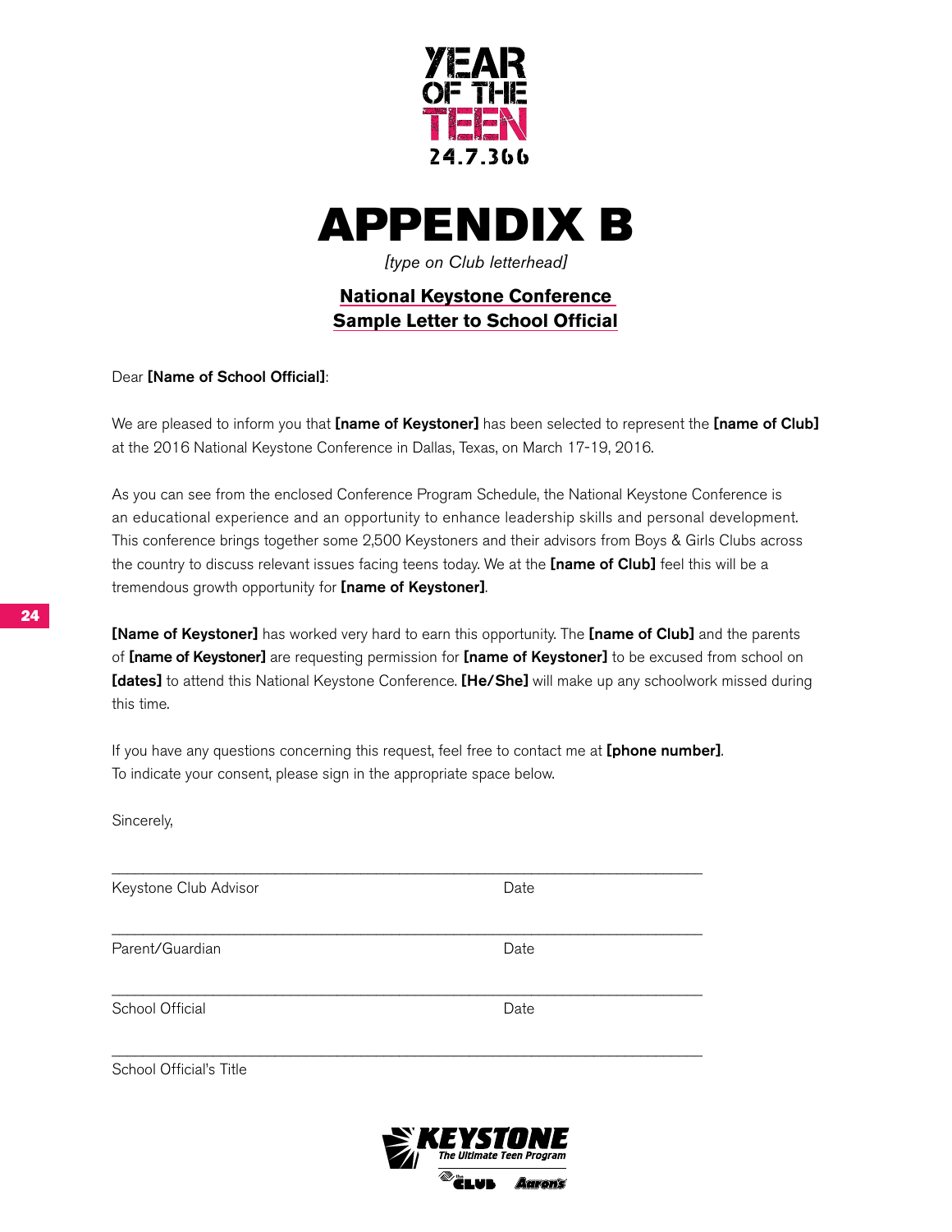YEAR OF THE TEEN 24.7.366

# APPENDIX B

*[type on Club letterhead]*

## National Keystone Conference Sample Letter to School Official

Dear **[Name of School Official]**:

We are pleased to inform you that **[name of Keystoner]** has been selected to represent the **[name of Club]** at the 2016 National Keystone Conference in Dallas, Texas, on March 17-19, 2016.

As you can see from the enclosed Conference Program Schedule, the National Keystone Conference is an educational experience and an opportunity to enhance leadership skills and personal development. This conference brings together some 2,500 Keystoners and their advisors from Boys & Girls Clubs across the country to discuss relevant issues facing teens today. We at the **[name of Club]** feel this will be a tremendous growth opportunity for **[name of Keystoner]**.

**[Name of Keystoner]** has worked very hard to earn this opportunity. The **[name of Club]** and the parents of **[name of Keystoner]** are requesting permission for **[name of Keystoner]** to be excused from school on **[dates]** to attend this National Keystone Conference. **[He/She]** will make up any schoolwork missed during this time.

If you have any questions concerning this request, feel free to contact me at **[phone number]**. To indicate your consent, please sign in the appropriate space below.

Sincerely,

\_\_\_\_\_\_\_\_\_\_\_\_\_\_\_\_\_\_\_\_\_\_\_\_\_\_\_\_\_\_\_\_\_\_\_\_\_\_\_\_\_\_\_\_\_\_\_\_\_\_\_\_\_\_\_\_\_\_\_\_

Keystone Club Advisor　　　　　　　　　　Date

\_\_\_\_\_\_\_\_\_\_\_\_\_\_\_\_\_\_\_\_\_\_\_\_\_\_\_\_\_\_\_\_\_\_\_\_\_\_\_\_\_\_\_\_\_\_\_\_\_\_\_\_\_\_\_\_\_\_\_\_

Parent/Guardian　　　　　　　　　　Date

\_\_\_\_\_\_\_\_\_\_\_\_\_\_\_\_\_\_\_\_\_\_\_\_\_\_\_\_\_\_\_\_\_\_\_\_\_\_\_\_\_\_\_\_\_\_\_\_\_\_\_\_\_\_\_\_\_\_\_\_

School Official　　　　　　　　　　Date

\_\_\_\_\_\_\_\_\_\_\_\_\_\_\_\_\_\_\_\_\_\_\_\_\_\_\_\_\_\_\_\_\_\_\_\_\_\_\_\_\_\_\_\_\_\_\_\_\_\_\_\_\_\_\_\_\_\_\_\_

School Official's Title

KEYSTONE The Ultimate Teen Program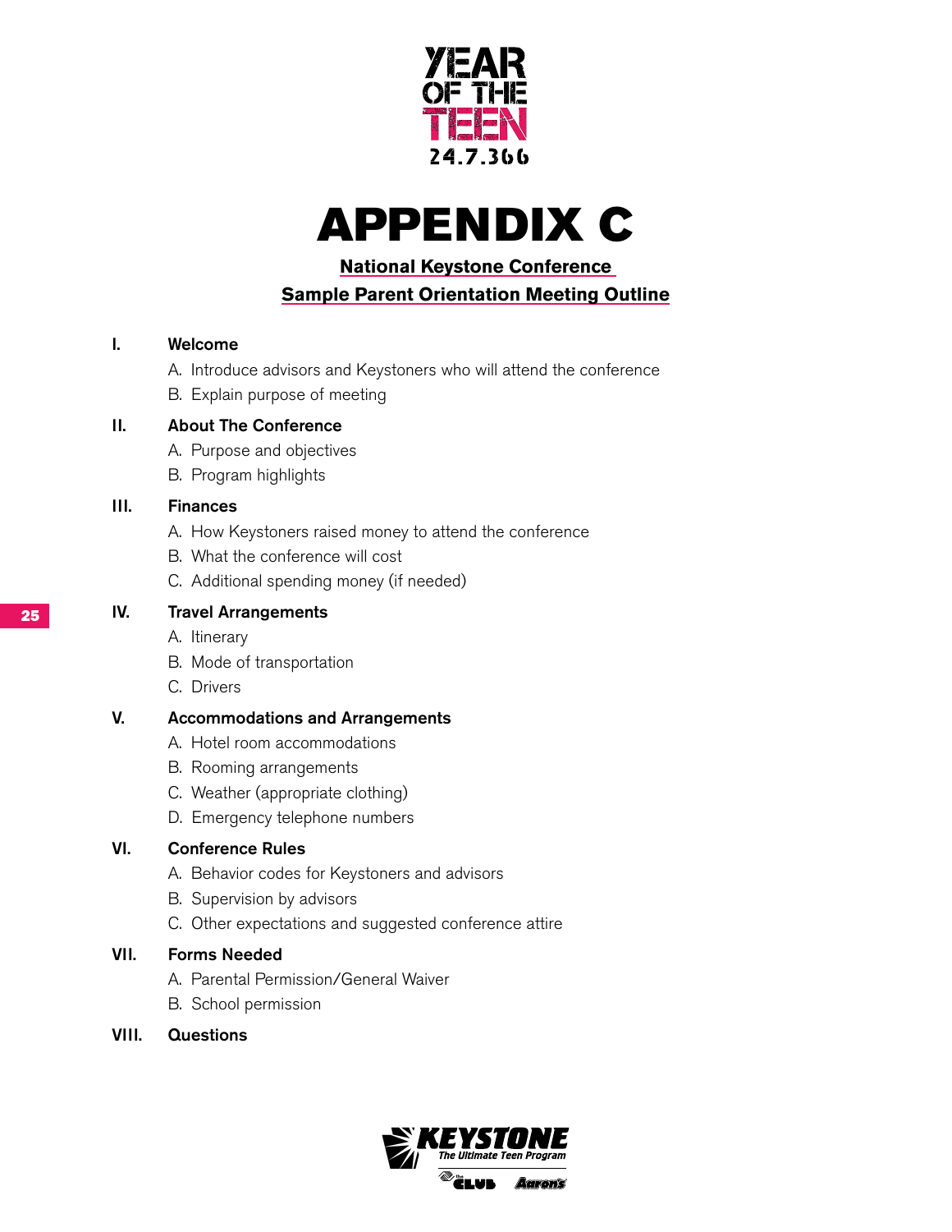# APPENDIX C

**National Keystone Conference**

**Sample Parent Orientation Meeting Outline**

**I. Welcome**

A. Introduce advisors and Keystoners who will attend the conference

B. Explain purpose of meeting

**II. About The Conference**

A. Purpose and objectives

B. Program highlights

**III. Finances**

A. How Keystoners raised money to attend the conference

B. What the conference will cost

C. Additional spending money (if needed)

**IV. Travel Arrangements**

A. Itinerary

B. Mode of transportation

C. Drivers

**V. Accommodations and Arrangements**

A. Hotel room accommodations

B. Rooming arrangements

C. Weather (appropriate clothing)

D. Emergency telephone numbers

**VI. Conference Rules**

A. Behavior codes for Keystoners and advisors

B. Supervision by advisors

C. Other expectations and suggested conference attire

**VII. Forms Needed**

A. Parental Permission/General Waiver

B. School permission

**VIII. Questions**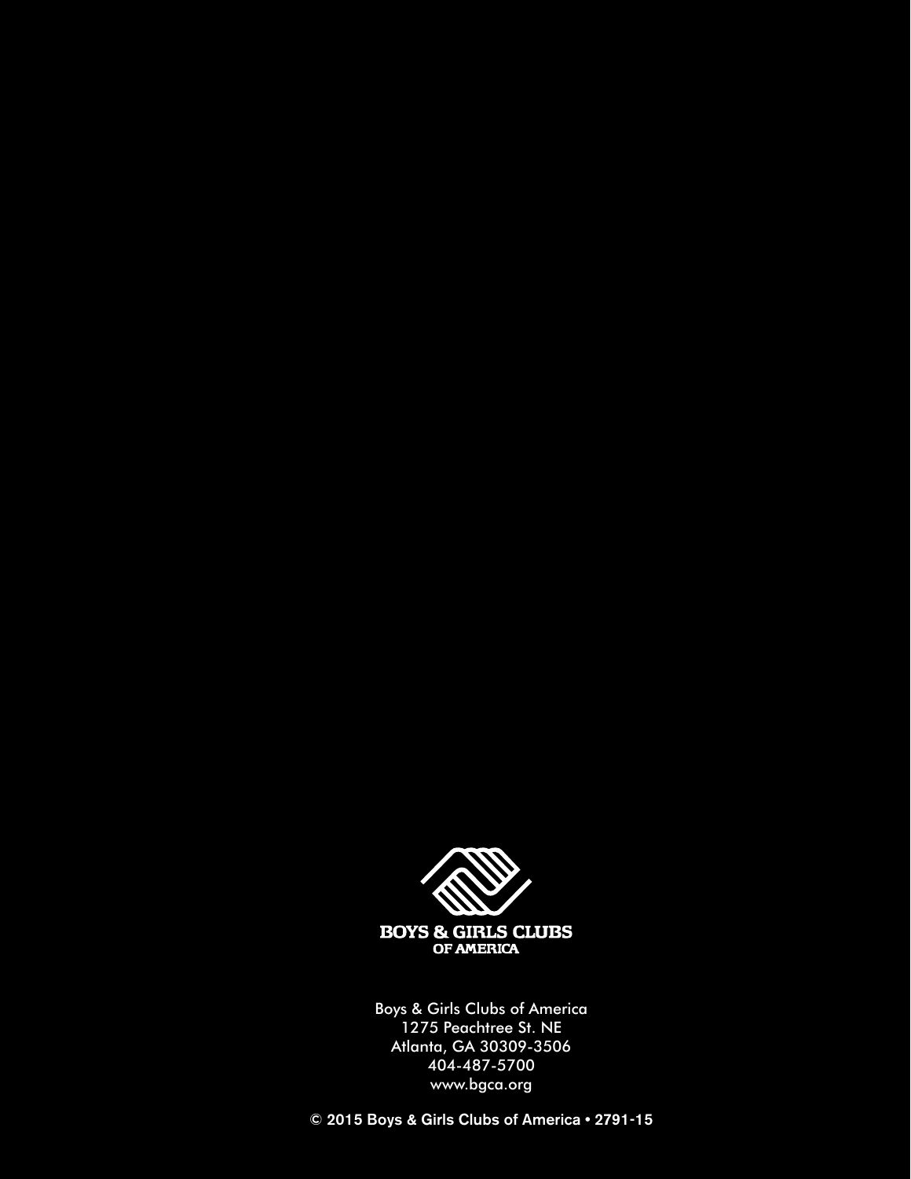BOYS & GIRLS CLUBS
OF AMERICA

Boys & Girls Clubs of America
1275 Peachtree St. NE
Atlanta, GA 30309-3506
404-487-5700
www.bgca.org

© 2015 Boys & Girls Clubs of America • 2791-15